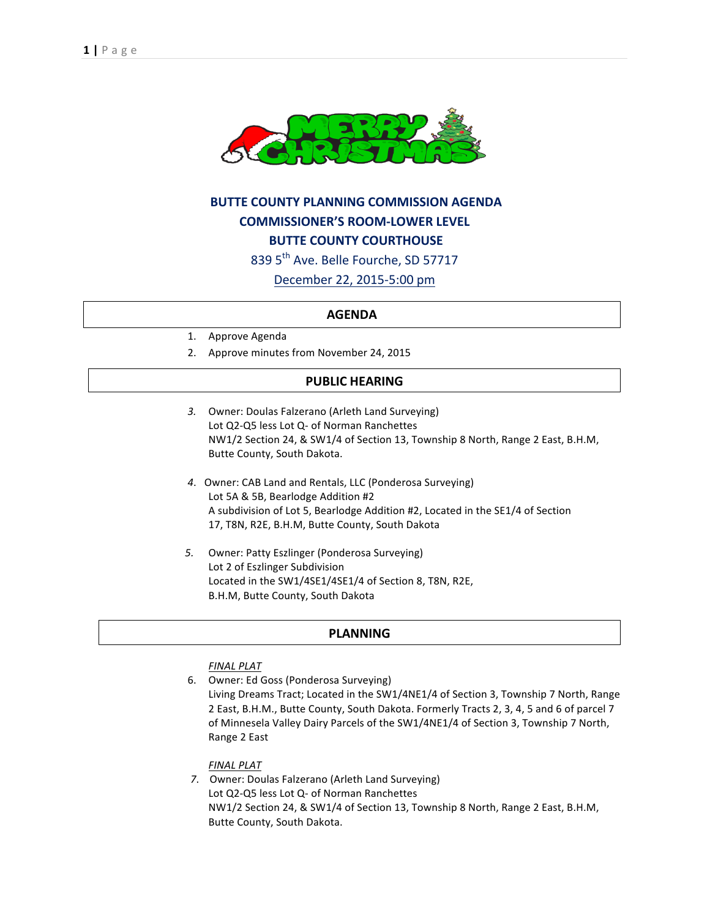**BUTTE COUNTY PLANNING COMMISSION AGENDA**
**COMMISSIONER'S ROOM-LOWER LEVEL**
**BUTTE COUNTY COURTHOUSE**

839 5th Ave. Belle Fourche, SD 57717

December 22, 2015-5:00 pm

## AGENDA

1. Approve Agenda
2. Approve minutes from November 24, 2015

## PUBLIC HEARING

3. Owner: Doulas Falzerano (Arleth Land Surveying)
   Lot Q2-Q5 less Lot Q- of Norman Ranchettes
   NW1/2 Section 24, & SW1/4 of Section 13, Township 8 North, Range 2 East, B.H.M, Butte County, South Dakota.

4. Owner: CAB Land and Rentals, LLC (Ponderosa Surveying)
   Lot 5A & 5B, Bearlodge Addition #2
   A subdivision of Lot 5, Bearlodge Addition #2, Located in the SE1/4 of Section 17, T8N, R2E, B.H.M, Butte County, South Dakota

5. Owner: Patty Eszlinger (Ponderosa Surveying)
   Lot 2 of Eszlinger Subdivision
   Located in the SW1/4SE1/4SE1/4 of Section 8, T8N, R2E, B.H.M, Butte County, South Dakota

## PLANNING

*FINAL PLAT*

6. Owner: Ed Goss (Ponderosa Surveying)
   Living Dreams Tract; Located in the SW1/4NE1/4 of Section 3, Township 7 North, Range 2 East, B.H.M., Butte County, South Dakota. Formerly Tracts 2, 3, 4, 5 and 6 of parcel 7 of Minnesela Valley Dairy Parcels of the SW1/4NE1/4 of Section 3, Township 7 North, Range 2 East

*FINAL PLAT*

7. Owner: Doulas Falzerano (Arleth Land Surveying)
   Lot Q2-Q5 less Lot Q- of Norman Ranchettes
   NW1/2 Section 24, & SW1/4 of Section 13, Township 8 North, Range 2 East, B.H.M, Butte County, South Dakota.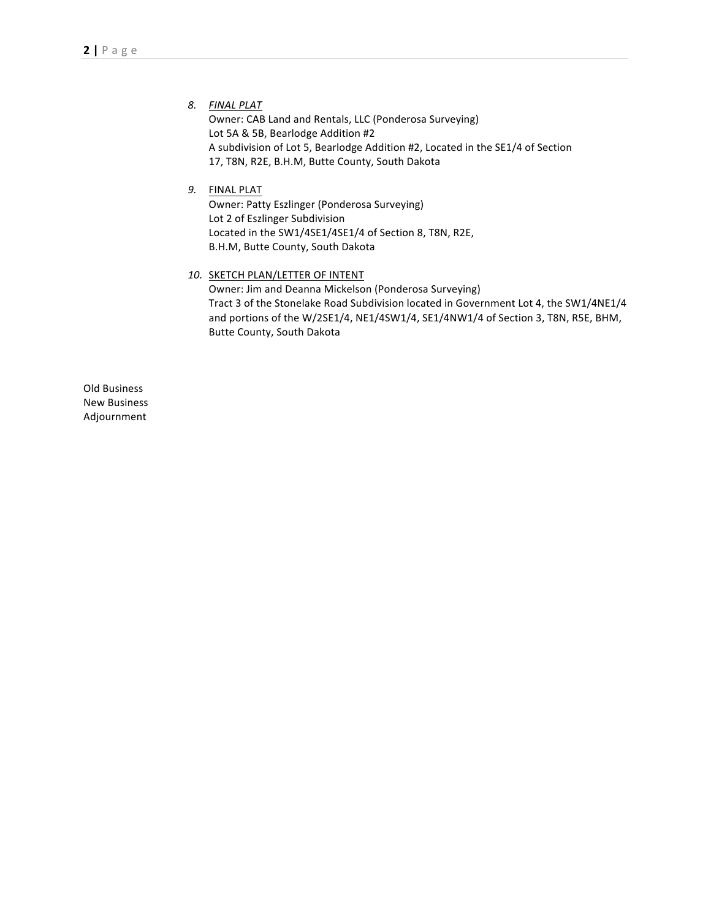8. *<u>FINAL PLAT</u>*
   Owner: CAB Land and Rentals, LLC (Ponderosa Surveying)
   Lot 5A & 5B, Bearlodge Addition #2
   A subdivision of Lot 5, Bearlodge Addition #2, Located in the SE1/4 of Section 17, T8N, R2E, B.H.M, Butte County, South Dakota

9. <u>FINAL PLAT</u>
   Owner: Patty Eszlinger (Ponderosa Surveying)
   Lot 2 of Eszlinger Subdivision
   Located in the SW1/4SE1/4SE1/4 of Section 8, T8N, R2E, B.H.M, Butte County, South Dakota

10. <u>SKETCH PLAN/LETTER OF INTENT</u>
    Owner: Jim and Deanna Mickelson (Ponderosa Surveying)
    Tract 3 of the Stonelake Road Subdivision located in Government Lot 4, the SW1/4NE1/4 and portions of the W/2SE1/4, NE1/4SW1/4, SE1/4NW1/4 of Section 3, T8N, R5E, BHM, Butte County, South Dakota

Old Business
New Business
Adjournment